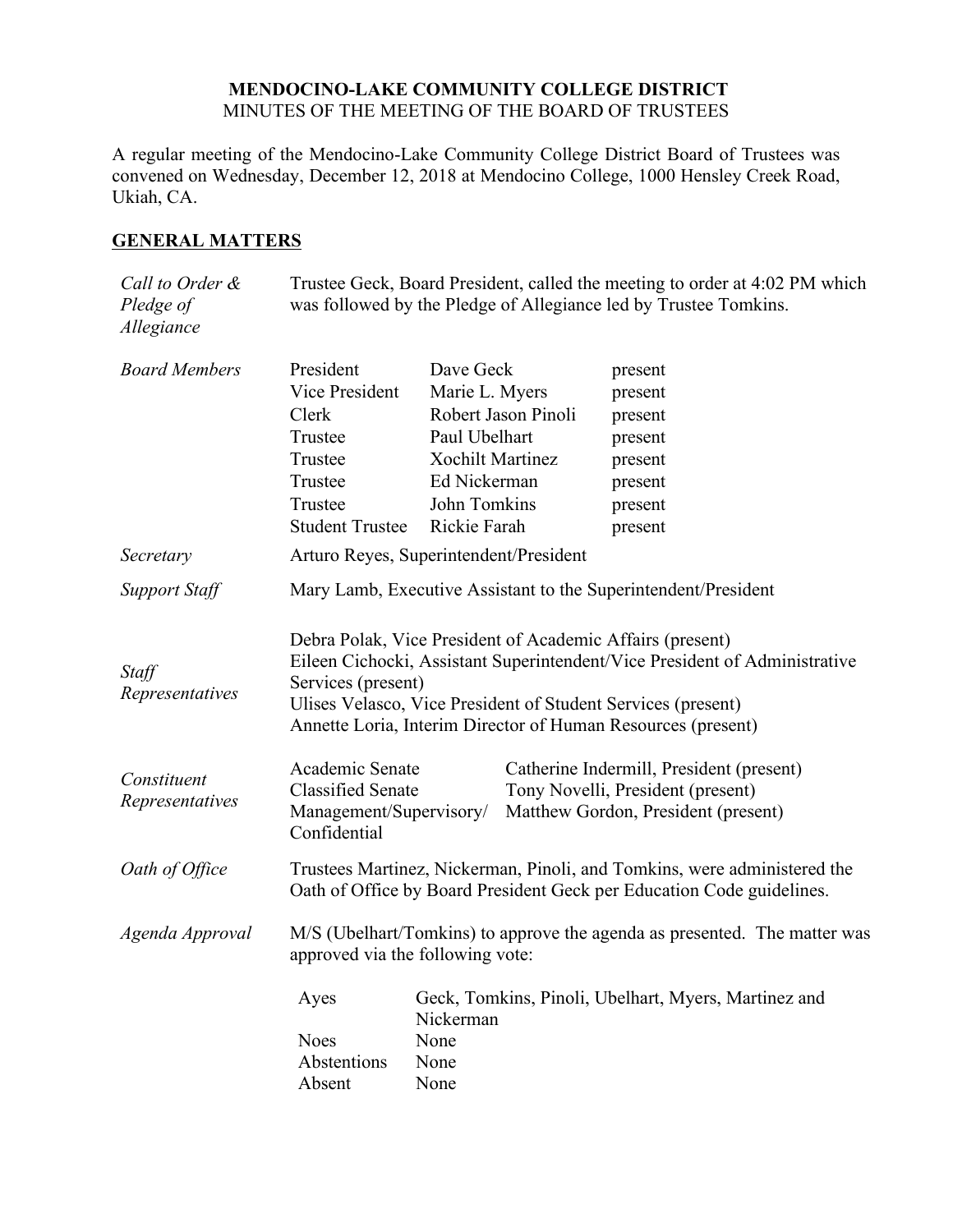**MENDOCINO-LAKE COMMUNITY COLLEGE DISTRICT**
MINUTES OF THE MEETING OF THE BOARD OF TRUSTEES

A regular meeting of the Mendocino-Lake Community College District Board of Trustees was convened on Wednesday, December 12, 2018 at Mendocino College, 1000 Hensley Creek Road, Ukiah, CA.

## GENERAL MATTERS

*Call to Order & Pledge of Allegiance*

Trustee Geck, Board President, called the meeting to order at 4:02 PM which was followed by the Pledge of Allegiance led by Trustee Tomkins.

*Board Members*

| | | |
|---|---|---|
| President | Dave Geck | present |
| Vice President | Marie L. Myers | present |
| Clerk | Robert Jason Pinoli | present |
| Trustee | Paul Ubelhart | present |
| Trustee | Xochilt Martinez | present |
| Trustee | Ed Nickerman | present |
| Trustee | John Tomkins | present |
| Student Trustee | Rickie Farah | present |

*Secretary*

Arturo Reyes, Superintendent/President

*Support Staff*

Mary Lamb, Executive Assistant to the Superintendent/President

*Staff Representatives*

Debra Polak, Vice President of Academic Affairs (present)
Eileen Cichocki, Assistant Superintendent/Vice President of Administrative Services (present)
Ulises Velasco, Vice President of Student Services (present)
Annette Loria, Interim Director of Human Resources (present)

*Constituent Representatives*

| | |
|---|---|
| Academic Senate | Catherine Indermill, President (present) |
| Classified Senate | Tony Novelli, President (present) |
| Management/Supervisory/ Confidential | Matthew Gordon, President (present) |

*Oath of Office*

Trustees Martinez, Nickerman, Pinoli, and Tomkins, were administered the Oath of Office by Board President Geck per Education Code guidelines.

*Agenda Approval*

M/S (Ubelhart/Tomkins) to approve the agenda as presented. The matter was approved via the following vote:

| | |
|---|---|
| Ayes | Geck, Tomkins, Pinoli, Ubelhart, Myers, Martinez and Nickerman |
| Noes | None |
| Abstentions | None |
| Absent | None |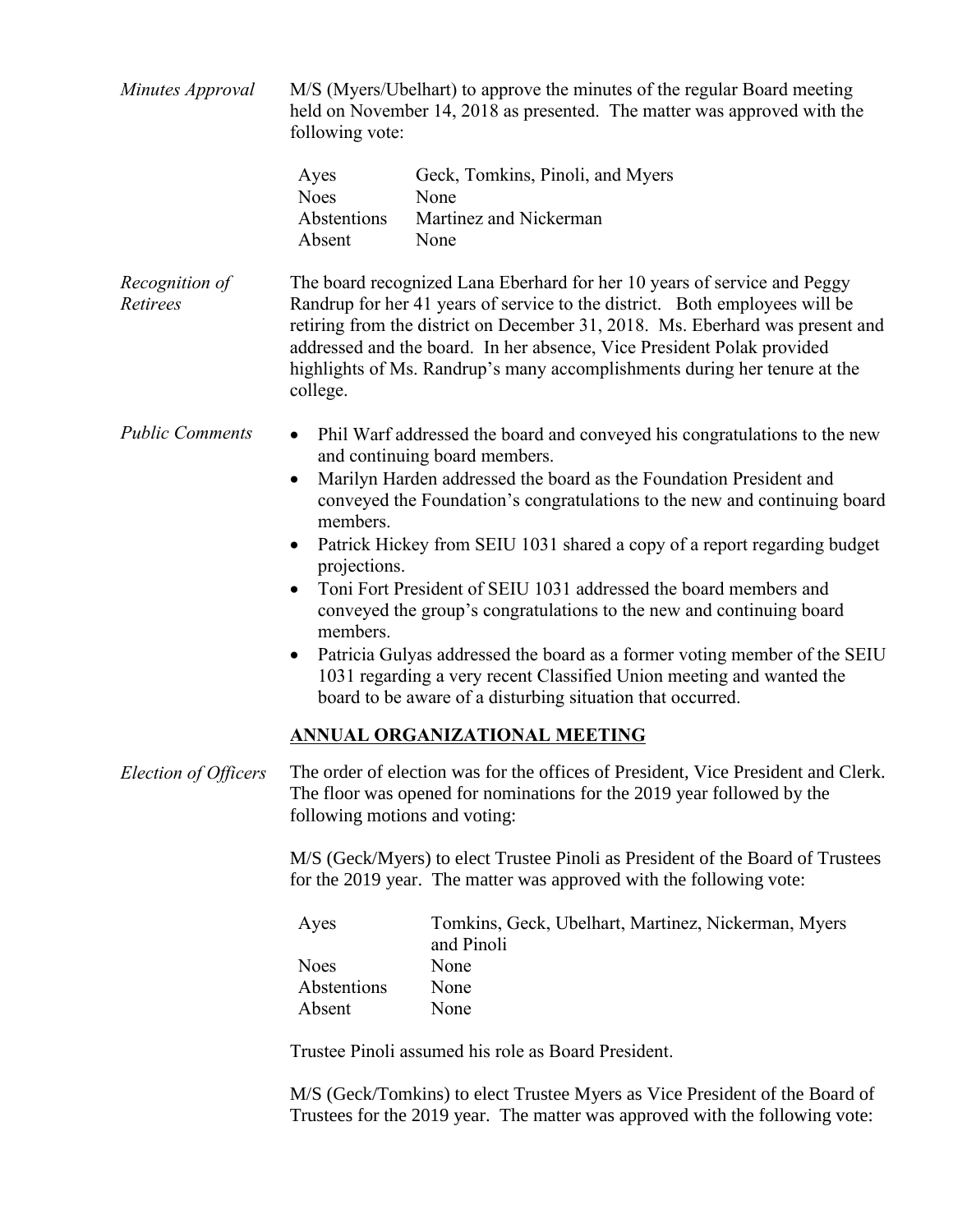*Minutes Approval*

M/S (Myers/Ubelhart) to approve the minutes of the regular Board meeting held on November 14, 2018 as presented. The matter was approved with the following vote:

| | |
|---|---|
| Ayes | Geck, Tomkins, Pinoli, and Myers |
| Noes | None |
| Abstentions | Martinez and Nickerman |
| Absent | None |

*Recognition of Retirees*

The board recognized Lana Eberhard for her 10 years of service and Peggy Randrup for her 41 years of service to the district. Both employees will be retiring from the district on December 31, 2018. Ms. Eberhard was present and addressed and the board. In her absence, Vice President Polak provided highlights of Ms. Randrup's many accomplishments during her tenure at the college.

*Public Comments*

- Phil Warf addressed the board and conveyed his congratulations to the new and continuing board members.
- Marilyn Harden addressed the board as the Foundation President and conveyed the Foundation's congratulations to the new and continuing board members.
- Patrick Hickey from SEIU 1031 shared a copy of a report regarding budget projections.
- Toni Fort President of SEIU 1031 addressed the board members and conveyed the group's congratulations to the new and continuing board members.
- Patricia Gulyas addressed the board as a former voting member of the SEIU 1031 regarding a very recent Classified Union meeting and wanted the board to be aware of a disturbing situation that occurred.

## ANNUAL ORGANIZATIONAL MEETING

*Election of Officers*

The order of election was for the offices of President, Vice President and Clerk. The floor was opened for nominations for the 2019 year followed by the following motions and voting:

M/S (Geck/Myers) to elect Trustee Pinoli as President of the Board of Trustees for the 2019 year. The matter was approved with the following vote:

| | |
|---|---|
| Ayes | Tomkins, Geck, Ubelhart, Martinez, Nickerman, Myers and Pinoli |
| Noes | None |
| Abstentions | None |
| Absent | None |

Trustee Pinoli assumed his role as Board President.

M/S (Geck/Tomkins) to elect Trustee Myers as Vice President of the Board of Trustees for the 2019 year. The matter was approved with the following vote: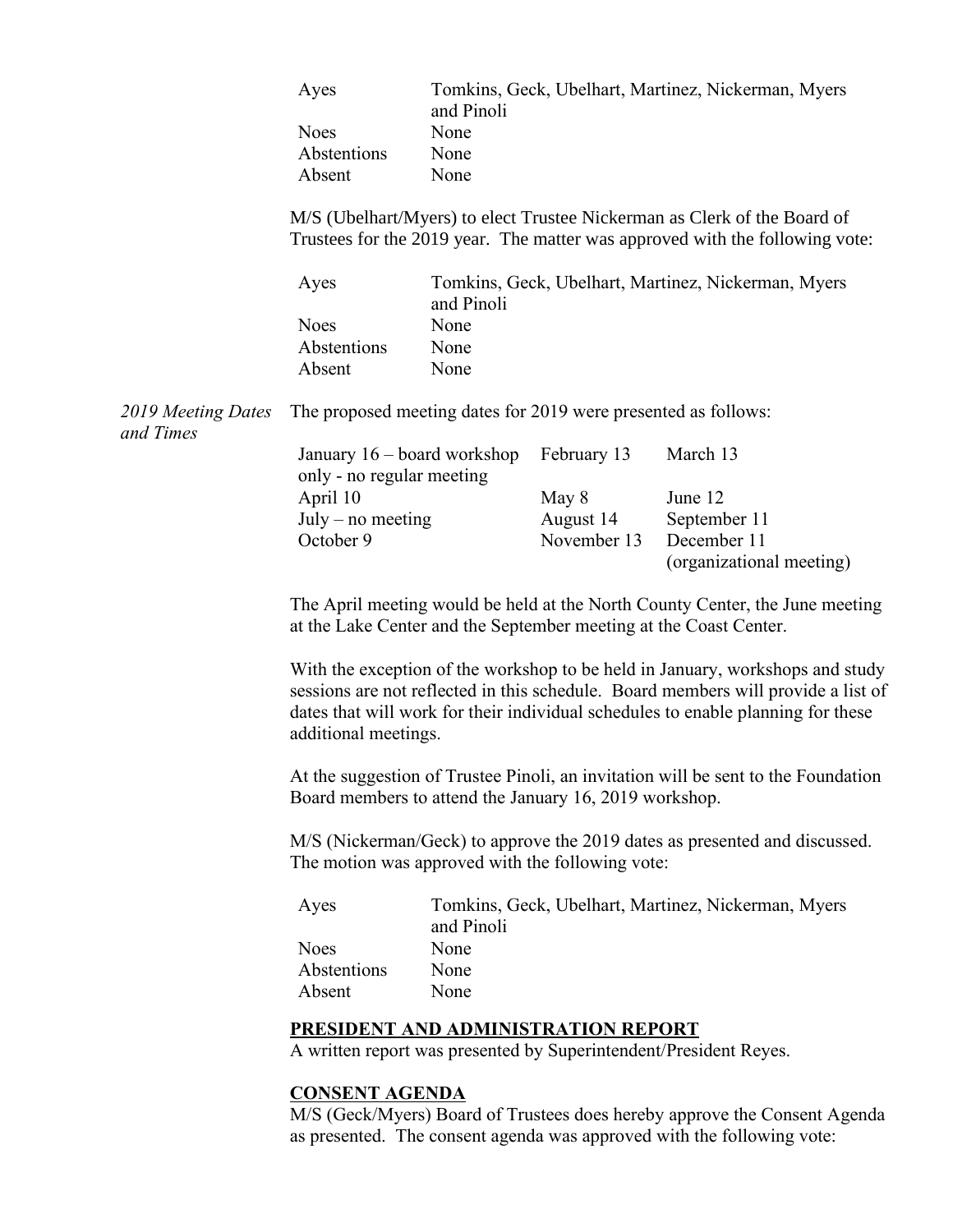| | |
|---|---|
| Ayes | Tomkins, Geck, Ubelhart, Martinez, Nickerman, Myers and Pinoli |
| Noes | None |
| Abstentions | None |
| Absent | None |

M/S (Ubelhart/Myers) to elect Trustee Nickerman as Clerk of the Board of Trustees for the 2019 year. The matter was approved with the following vote:

| | |
|---|---|
| Ayes | Tomkins, Geck, Ubelhart, Martinez, Nickerman, Myers and Pinoli |
| Noes | None |
| Abstentions | None |
| Absent | None |

*2019 Meeting Dates and Times*

The proposed meeting dates for 2019 were presented as follows:

| | | |
|---|---|---|
| January 16 – board workshop only - no regular meeting | February 13 | March 13 |
| April 10 | May 8 | June 12 |
| July – no meeting | August 14 | September 11 |
| October 9 | November 13 | December 11 (organizational meeting) |

The April meeting would be held at the North County Center, the June meeting at the Lake Center and the September meeting at the Coast Center.

With the exception of the workshop to be held in January, workshops and study sessions are not reflected in this schedule. Board members will provide a list of dates that will work for their individual schedules to enable planning for these additional meetings.

At the suggestion of Trustee Pinoli, an invitation will be sent to the Foundation Board members to attend the January 16, 2019 workshop.

M/S (Nickerman/Geck) to approve the 2019 dates as presented and discussed. The motion was approved with the following vote:

| | |
|---|---|
| Ayes | Tomkins, Geck, Ubelhart, Martinez, Nickerman, Myers and Pinoli |
| Noes | None |
| Abstentions | None |
| Absent | None |

## PRESIDENT AND ADMINISTRATION REPORT

A written report was presented by Superintendent/President Reyes.

## CONSENT AGENDA

M/S (Geck/Myers) Board of Trustees does hereby approve the Consent Agenda as presented. The consent agenda was approved with the following vote: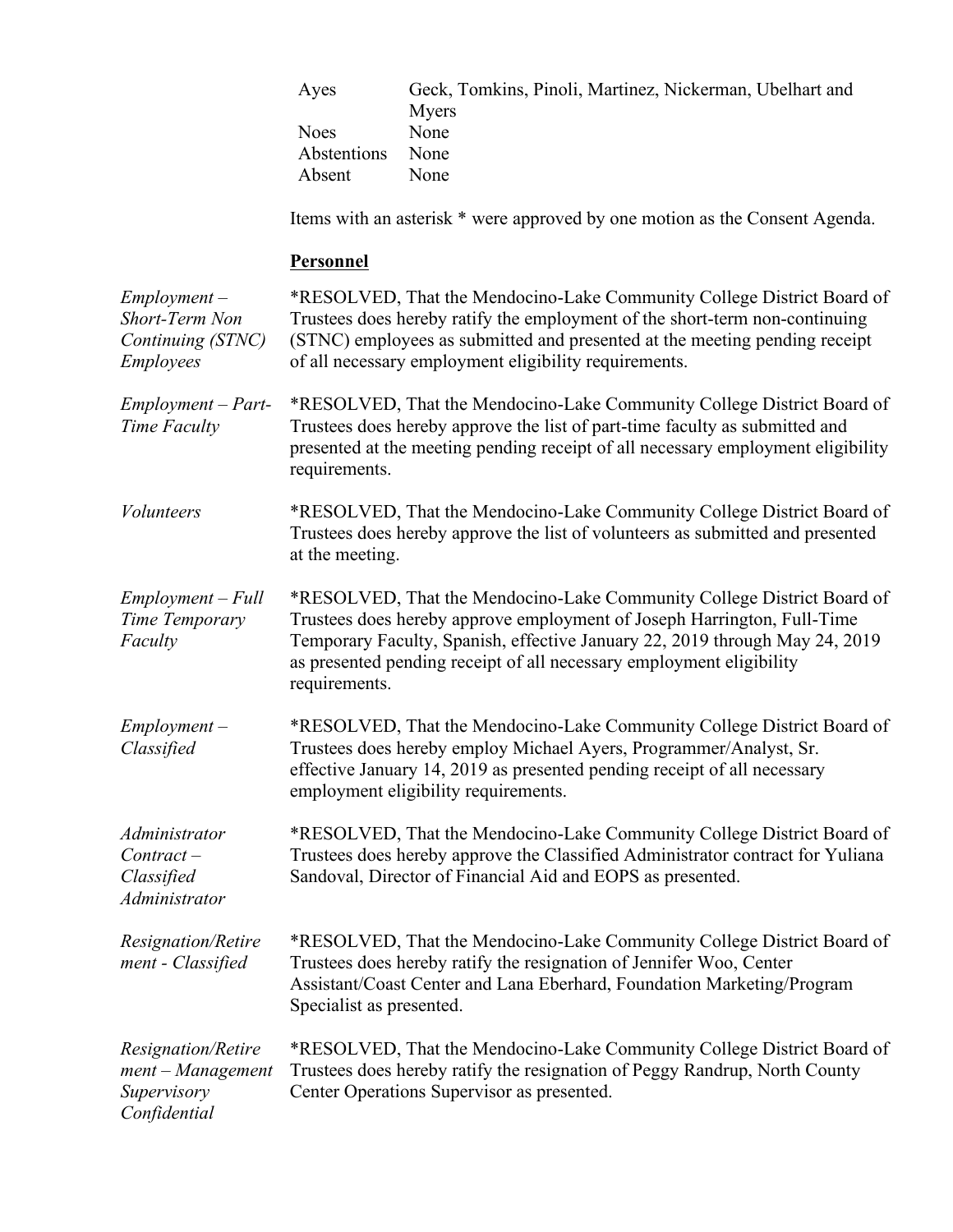| | |
|---|---|
| Ayes | Geck, Tomkins, Pinoli, Martinez, Nickerman, Ubelhart and Myers |
| Noes | None |
| Abstentions | None |
| Absent | None |

Items with an asterisk * were approved by one motion as the Consent Agenda.

**Personnel**

*Employment – Short-Term Non Continuing (STNC) Employees*

*RESOLVED, That the Mendocino-Lake Community College District Board of Trustees does hereby ratify the employment of the short-term non-continuing (STNC) employees as submitted and presented at the meeting pending receipt of all necessary employment eligibility requirements.

*Employment – Part-Time Faculty*

*RESOLVED, That the Mendocino-Lake Community College District Board of Trustees does hereby approve the list of part-time faculty as submitted and presented at the meeting pending receipt of all necessary employment eligibility requirements.

*Volunteers*

*RESOLVED, That the Mendocino-Lake Community College District Board of Trustees does hereby approve the list of volunteers as submitted and presented at the meeting.

*Employment – Full Time Temporary Faculty*

*RESOLVED, That the Mendocino-Lake Community College District Board of Trustees does hereby approve employment of Joseph Harrington, Full-Time Temporary Faculty, Spanish, effective January 22, 2019 through May 24, 2019 as presented pending receipt of all necessary employment eligibility requirements.

*Employment – Classified*

*RESOLVED, That the Mendocino-Lake Community College District Board of Trustees does hereby employ Michael Ayers, Programmer/Analyst, Sr. effective January 14, 2019 as presented pending receipt of all necessary employment eligibility requirements.

*Administrator Contract – Classified Administrator*

*RESOLVED, That the Mendocino-Lake Community College District Board of Trustees does hereby approve the Classified Administrator contract for Yuliana Sandoval, Director of Financial Aid and EOPS as presented.

*Resignation/Retirement - Classified*

*RESOLVED, That the Mendocino-Lake Community College District Board of Trustees does hereby ratify the resignation of Jennifer Woo, Center Assistant/Coast Center and Lana Eberhard, Foundation Marketing/Program Specialist as presented.

*Resignation/Retirement – Management Supervisory Confidential*

*RESOLVED, That the Mendocino-Lake Community College District Board of Trustees does hereby ratify the resignation of Peggy Randrup, North County Center Operations Supervisor as presented.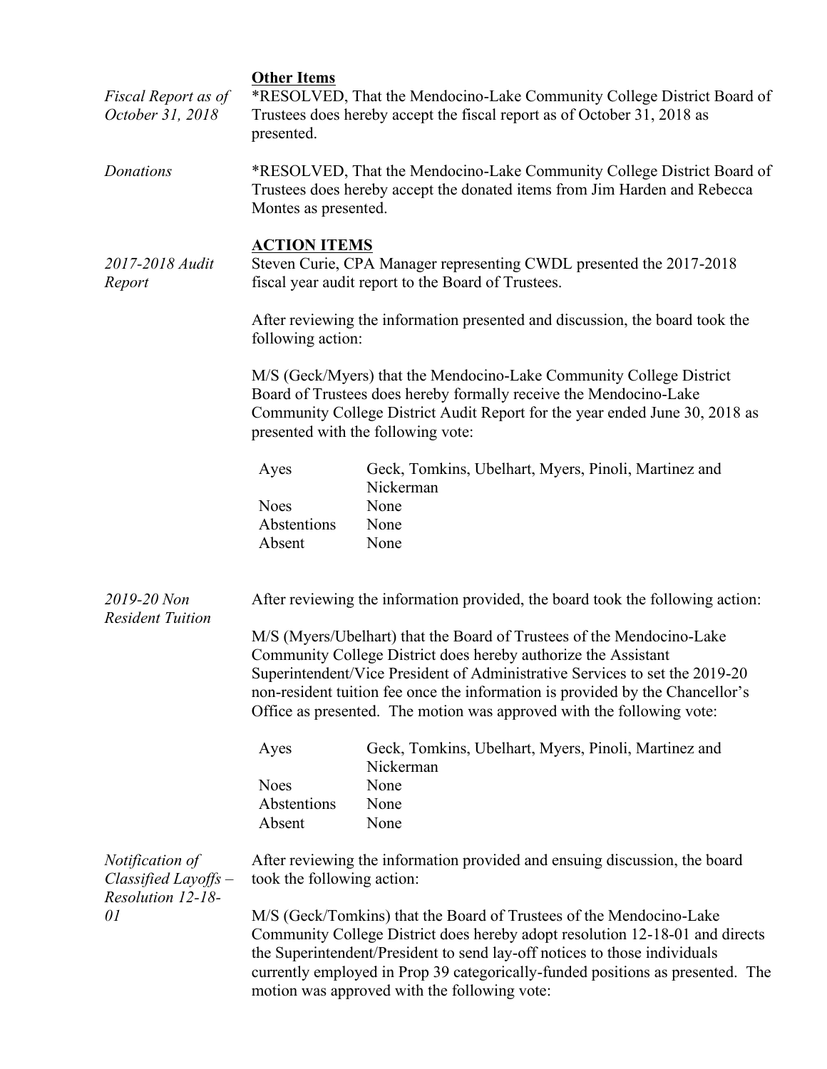**Other Items**

*Fiscal Report as of October 31, 2018*

*RESOLVED, That the Mendocino-Lake Community College District Board of Trustees does hereby accept the fiscal report as of October 31, 2018 as presented.

*Donations*

*RESOLVED, That the Mendocino-Lake Community College District Board of Trustees does hereby accept the donated items from Jim Harden and Rebecca Montes as presented.

**ACTION ITEMS**

*2017-2018 Audit Report*

Steven Curie, CPA Manager representing CWDL presented the 2017-2018 fiscal year audit report to the Board of Trustees.

After reviewing the information presented and discussion, the board took the following action:

M/S (Geck/Myers) that the Mendocino-Lake Community College District Board of Trustees does hereby formally receive the Mendocino-Lake Community College District Audit Report for the year ended June 30, 2018 as presented with the following vote:

| | |
|---|---|
| Ayes | Geck, Tomkins, Ubelhart, Myers, Pinoli, Martinez and Nickerman |
| Noes | None |
| Abstentions | None |
| Absent | None |

*2019-20 Non Resident Tuition*

After reviewing the information provided, the board took the following action:

M/S (Myers/Ubelhart) that the Board of Trustees of the Mendocino-Lake Community College District does hereby authorize the Assistant Superintendent/Vice President of Administrative Services to set the 2019-20 non-resident tuition fee once the information is provided by the Chancellor's Office as presented. The motion was approved with the following vote:

| | |
|---|---|
| Ayes | Geck, Tomkins, Ubelhart, Myers, Pinoli, Martinez and Nickerman |
| Noes | None |
| Abstentions | None |
| Absent | None |

*Notification of Classified Layoffs – Resolution 12-18-01*

After reviewing the information provided and ensuing discussion, the board took the following action:

M/S (Geck/Tomkins) that the Board of Trustees of the Mendocino-Lake Community College District does hereby adopt resolution 12-18-01 and directs the Superintendent/President to send lay-off notices to those individuals currently employed in Prop 39 categorically-funded positions as presented. The motion was approved with the following vote: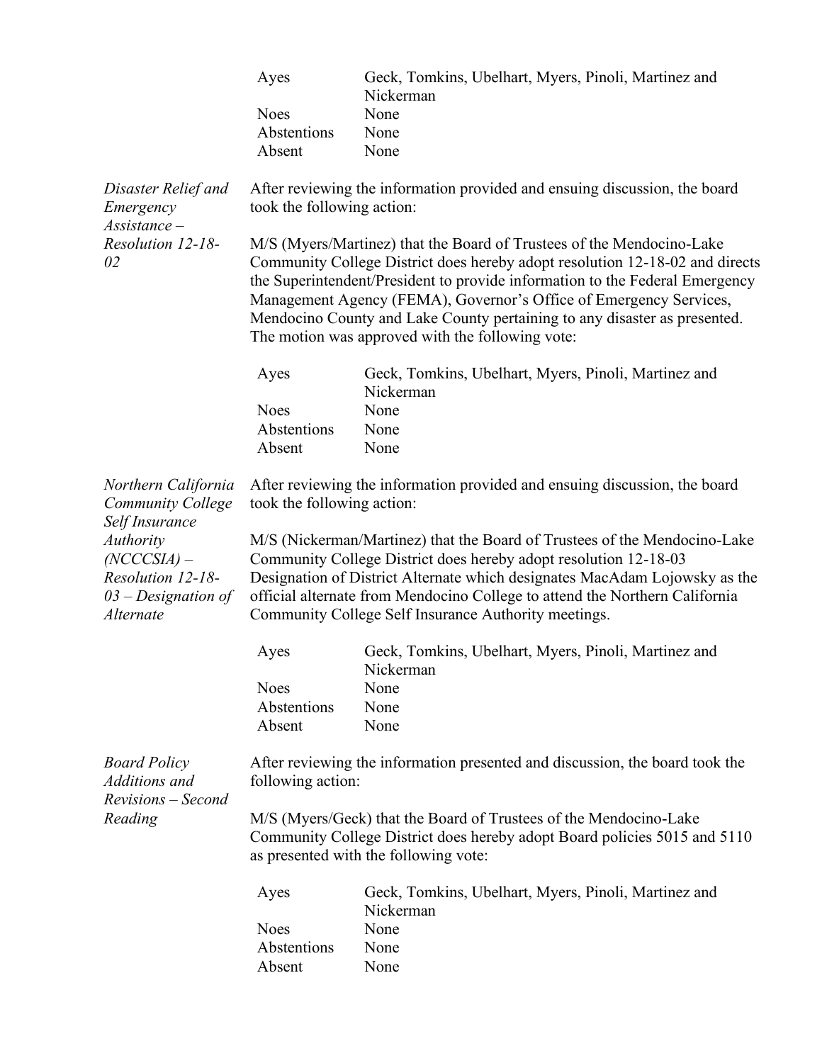| | |
|---|---|
| Ayes | Geck, Tomkins, Ubelhart, Myers, Pinoli, Martinez and Nickerman |
| Noes | None |
| Abstentions | None |
| Absent | None |

*Disaster Relief and Emergency Assistance – Resolution 12-18-02*

After reviewing the information provided and ensuing discussion, the board took the following action:

M/S (Myers/Martinez) that the Board of Trustees of the Mendocino-Lake Community College District does hereby adopt resolution 12-18-02 and directs the Superintendent/President to provide information to the Federal Emergency Management Agency (FEMA), Governor's Office of Emergency Services, Mendocino County and Lake County pertaining to any disaster as presented. The motion was approved with the following vote:

| | |
|---|---|
| Ayes | Geck, Tomkins, Ubelhart, Myers, Pinoli, Martinez and Nickerman |
| Noes | None |
| Abstentions | None |
| Absent | None |

*Northern California Community College Self Insurance Authority (NCCCSIA) – Resolution 12-18-03 – Designation of Alternate*

After reviewing the information provided and ensuing discussion, the board took the following action:

M/S (Nickerman/Martinez) that the Board of Trustees of the Mendocino-Lake Community College District does hereby adopt resolution 12-18-03 Designation of District Alternate which designates MacAdam Lojowsky as the official alternate from Mendocino College to attend the Northern California Community College Self Insurance Authority meetings.

| | |
|---|---|
| Ayes | Geck, Tomkins, Ubelhart, Myers, Pinoli, Martinez and Nickerman |
| Noes | None |
| Abstentions | None |
| Absent | None |

*Board Policy Additions and Revisions – Second Reading*

After reviewing the information presented and discussion, the board took the following action:

M/S (Myers/Geck) that the Board of Trustees of the Mendocino-Lake Community College District does hereby adopt Board policies 5015 and 5110 as presented with the following vote:

| | |
|---|---|
| Ayes | Geck, Tomkins, Ubelhart, Myers, Pinoli, Martinez and Nickerman |
| Noes | None |
| Abstentions | None |
| Absent | None |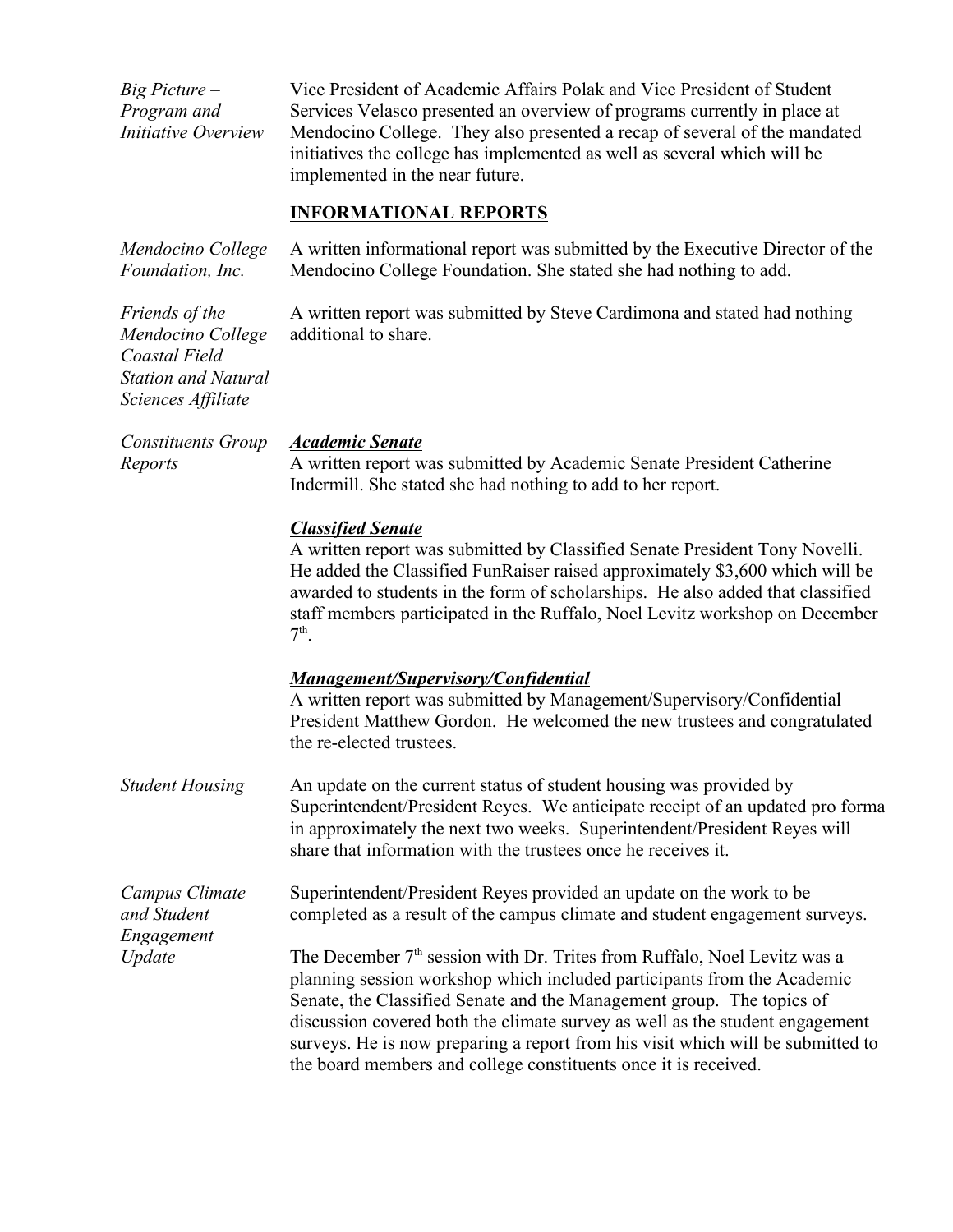*Big Picture – Program and Initiative Overview*

Vice President of Academic Affairs Polak and Vice President of Student Services Velasco presented an overview of programs currently in place at Mendocino College. They also presented a recap of several of the mandated initiatives the college has implemented as well as several which will be implemented in the near future.

## INFORMATIONAL REPORTS

*Mendocino College Foundation, Inc.*

A written informational report was submitted by the Executive Director of the Mendocino College Foundation. She stated she had nothing to add.

*Friends of the Mendocino College Coastal Field Station and Natural Sciences Affiliate*

A written report was submitted by Steve Cardimona and stated had nothing additional to share.

*Constituents Group Reports*

***Academic Senate***

A written report was submitted by Academic Senate President Catherine Indermill. She stated she had nothing to add to her report.

***Classified Senate***

A written report was submitted by Classified Senate President Tony Novelli. He added the Classified FunRaiser raised approximately $3,600 which will be awarded to students in the form of scholarships. He also added that classified staff members participated in the Ruffalo, Noel Levitz workshop on December 7th.

***Management/Supervisory/Confidential***

A written report was submitted by Management/Supervisory/Confidential President Matthew Gordon. He welcomed the new trustees and congratulated the re-elected trustees.

*Student Housing*

An update on the current status of student housing was provided by Superintendent/President Reyes. We anticipate receipt of an updated pro forma in approximately the next two weeks. Superintendent/President Reyes will share that information with the trustees once he receives it.

*Campus Climate and Student Engagement Update*

Superintendent/President Reyes provided an update on the work to be completed as a result of the campus climate and student engagement surveys.

The December 7th session with Dr. Trites from Ruffalo, Noel Levitz was a planning session workshop which included participants from the Academic Senate, the Classified Senate and the Management group. The topics of discussion covered both the climate survey as well as the student engagement surveys. He is now preparing a report from his visit which will be submitted to the board members and college constituents once it is received.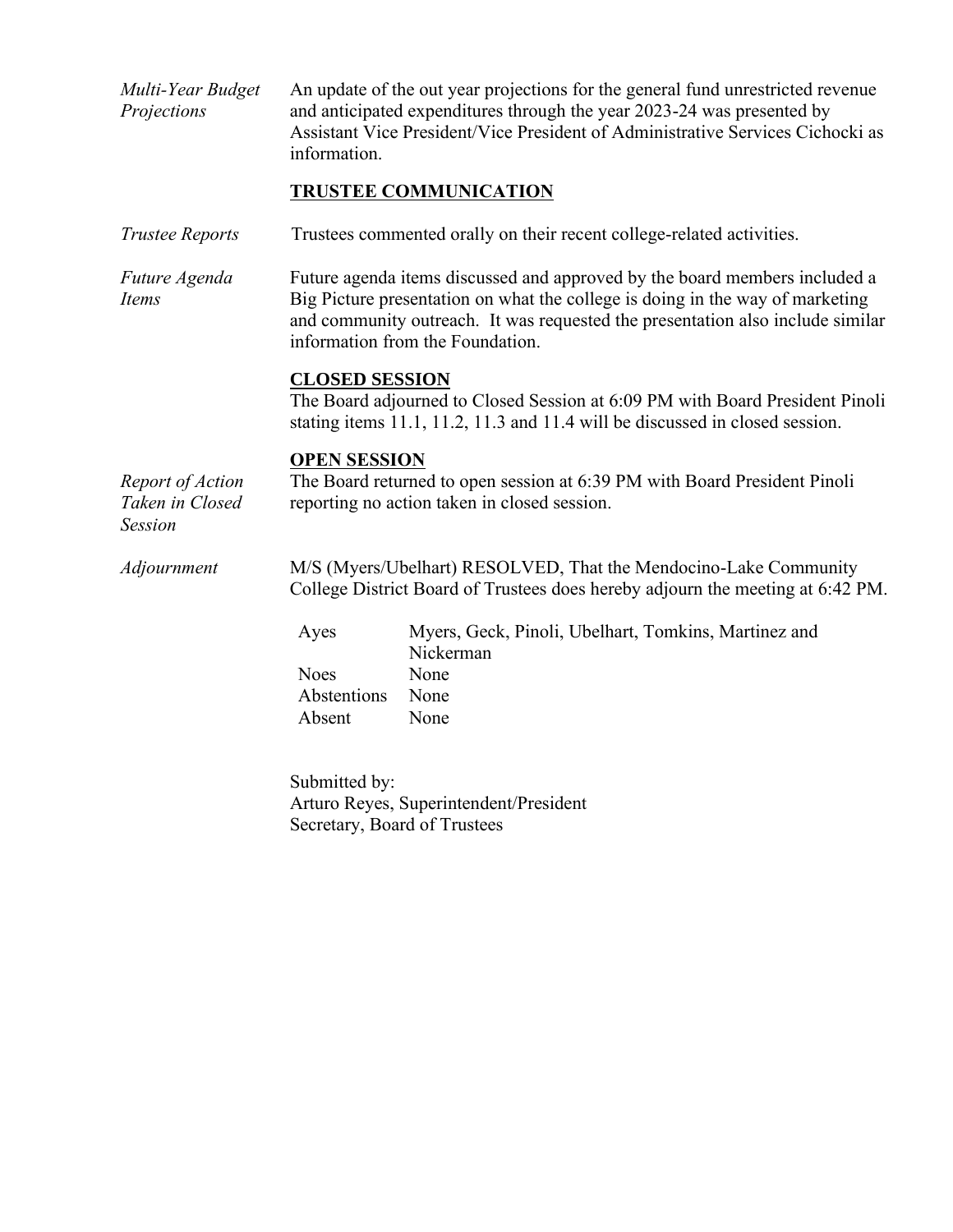*Multi-Year Budget Projections*

An update of the out year projections for the general fund unrestricted revenue and anticipated expenditures through the year 2023-24 was presented by Assistant Vice President/Vice President of Administrative Services Cichocki as information.

## **TRUSTEE COMMUNICATION**

*Trustee Reports*

Trustees commented orally on their recent college-related activities.

*Future Agenda Items*

Future agenda items discussed and approved by the board members included a Big Picture presentation on what the college is doing in the way of marketing and community outreach. It was requested the presentation also include similar information from the Foundation.

## **CLOSED SESSION**

The Board adjourned to Closed Session at 6:09 PM with Board President Pinoli stating items 11.1, 11.2, 11.3 and 11.4 will be discussed in closed session.

## **OPEN SESSION**

*Report of Action Taken in Closed Session*

The Board returned to open session at 6:39 PM with Board President Pinoli reporting no action taken in closed session.

*Adjournment*

M/S (Myers/Ubelhart) RESOLVED, That the Mendocino-Lake Community College District Board of Trustees does hereby adjourn the meeting at 6:42 PM.

| | |
|---|---|
| Ayes | Myers, Geck, Pinoli, Ubelhart, Tomkins, Martinez and Nickerman |
| Noes | None |
| Abstentions | None |
| Absent | None |

Submitted by:
Arturo Reyes, Superintendent/President
Secretary, Board of Trustees